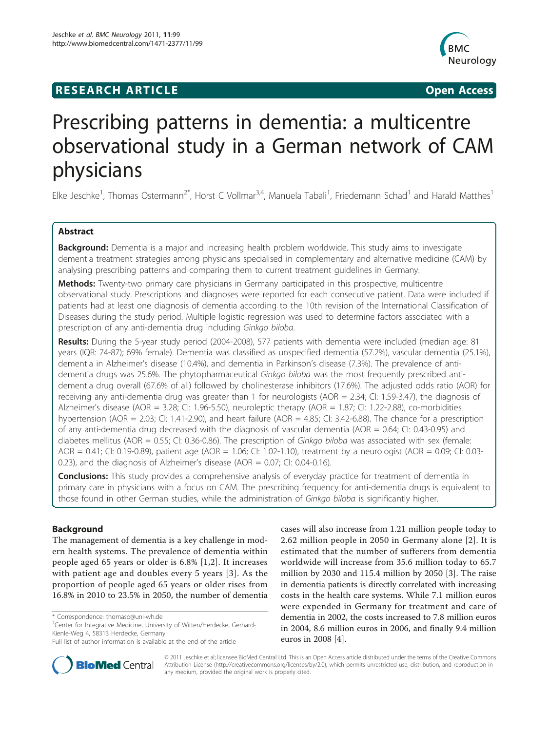**RESEARCH ARTICLE** **Open Access**

# Prescribing patterns in dementia: a multicentre observational study in a German network of CAM physicians

Elke Jeschke[1], Thomas Ostermann[2*], Horst C Vollmar[3,4], Manuela Tabali[1], Friedemann Schad[1] and Harald Matthes[1]

## Abstract

**Background:** Dementia is a major and increasing health problem worldwide. This study aims to investigate dementia treatment strategies among physicians specialised in complementary and alternative medicine (CAM) by analysing prescribing patterns and comparing them to current treatment guidelines in Germany.

**Methods:** Twenty-two primary care physicians in Germany participated in this prospective, multicentre observational study. Prescriptions and diagnoses were reported for each consecutive patient. Data were included if patients had at least one diagnosis of dementia according to the 10th revision of the International Classification of Diseases during the study period. Multiple logistic regression was used to determine factors associated with a prescription of any anti-dementia drug including *Ginkgo biloba*.

**Results:** During the 5-year study period (2004-2008), 577 patients with dementia were included (median age: 81 years (IQR: 74-87); 69% female). Dementia was classified as unspecified dementia (57.2%), vascular dementia (25.1%), dementia in Alzheimer's disease (10.4%), and dementia in Parkinson's disease (7.3%). The prevalence of anti-dementia drugs was 25.6%. The phytopharmaceutical *Ginkgo biloba* was the most frequently prescribed anti-dementia drug overall (67.6% of all) followed by cholinesterase inhibitors (17.6%). The adjusted odds ratio (AOR) for receiving any anti-dementia drug was greater than 1 for neurologists (AOR = 2.34; CI: 1.59-3.47), the diagnosis of Alzheimer's disease (AOR = 3.28; CI: 1.96-5.50), neuroleptic therapy (AOR = 1.87; CI: 1.22-2.88), co-morbidities hypertension (AOR = 2.03; CI: 1.41-2.90), and heart failure (AOR = 4.85; CI: 3.42-6.88). The chance for a prescription of any anti-dementia drug decreased with the diagnosis of vascular dementia (AOR = 0.64; CI: 0.43-0.95) and diabetes mellitus (AOR = 0.55; CI: 0.36-0.86). The prescription of *Ginkgo biloba* was associated with sex (female: AOR = 0.41; CI: 0.19-0.89), patient age (AOR = 1.06; CI: 1.02-1.10), treatment by a neurologist (AOR = 0.09; CI: 0.03-0.23), and the diagnosis of Alzheimer's disease (AOR = 0.07; CI: 0.04-0.16).

**Conclusions:** This study provides a comprehensive analysis of everyday practice for treatment of dementia in primary care in physicians with a focus on CAM. The prescribing frequency for anti-dementia drugs is equivalent to those found in other German studies, while the administration of *Ginkgo biloba* is significantly higher.

## Background

The management of dementia is a key challenge in modern health systems. The prevalence of dementia within people aged 65 years or older is 6.8% [1,2]. It increases with patient age and doubles every 5 years [3]. As the proportion of people aged 65 years or older rises from 16.8% in 2010 to 23.5% in 2050, the number of dementia cases will also increase from 1.21 million people today to 2.62 million people in 2050 in Germany alone [2]. It is estimated that the number of sufferers from dementia worldwide will increase from 35.6 million today to 65.7 million by 2030 and 115.4 million by 2050 [3]. The raise in dementia patients is directly correlated with increasing costs in the health care systems. While 7.1 million euros were expended in Germany for treatment and care of dementia in 2002, the costs increased to 7.8 million euros in 2004, 8.6 million euros in 2006, and finally 9.4 million euros in 2008 [4].

\* Correspondence: thomaso@uni-wh.de
[2]Center for Integrative Medicine, University of Witten/Herdecke, Gerhard-Kienle-Weg 4, 58313 Herdecke, Germany
Full list of author information is available at the end of the article

© 2011 Jeschke et al; licensee BioMed Central Ltd. This is an Open Access article distributed under the terms of the Creative Commons Attribution License (http://creativecommons.org/licenses/by/2.0), which permits unrestricted use, distribution, and reproduction in any medium, provided the original work is properly cited.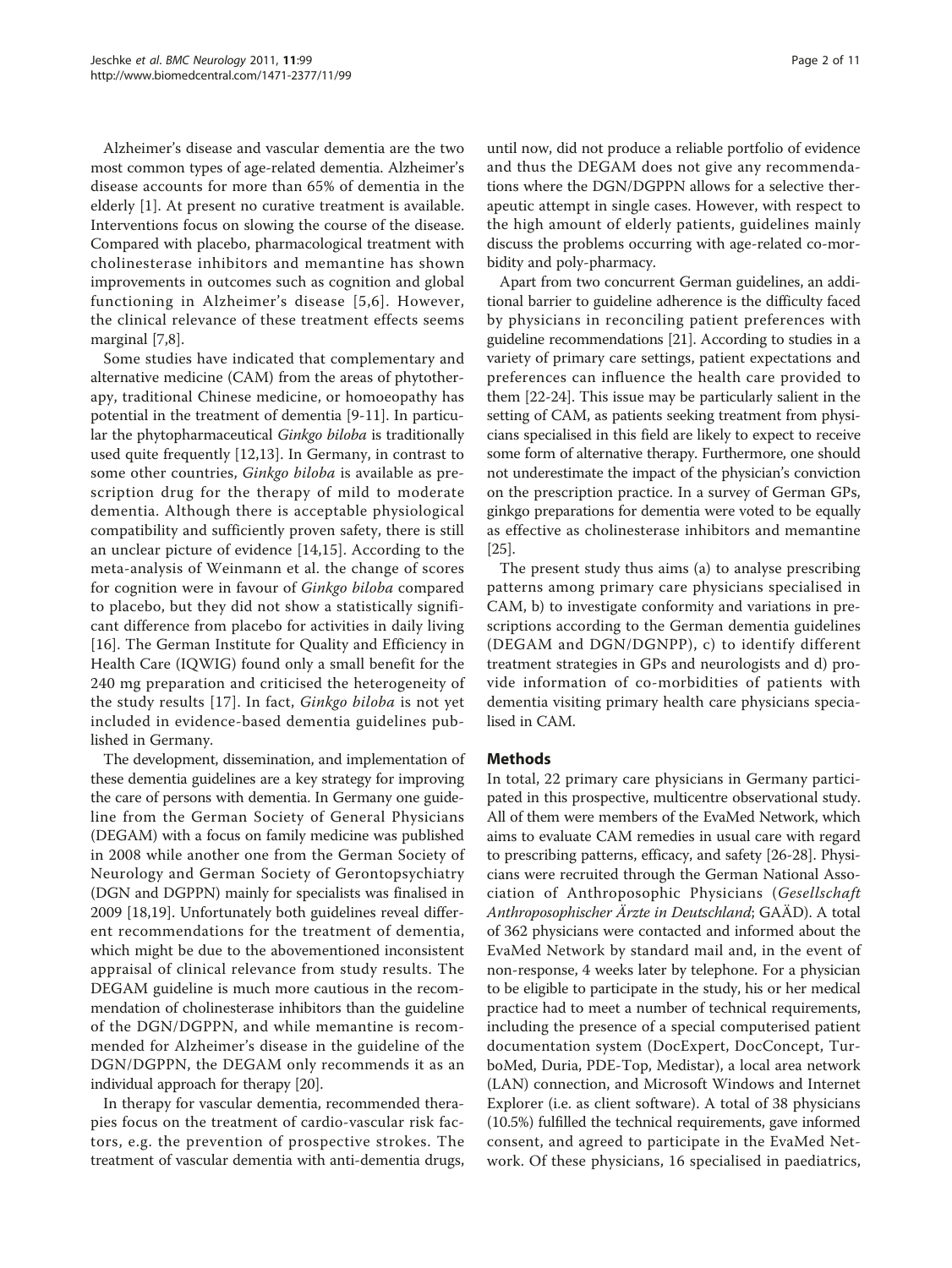Alzheimer's disease and vascular dementia are the two most common types of age-related dementia. Alzheimer's disease accounts for more than 65% of dementia in the elderly [1]. At present no curative treatment is available. Interventions focus on slowing the course of the disease. Compared with placebo, pharmacological treatment with cholinesterase inhibitors and memantine has shown improvements in outcomes such as cognition and global functioning in Alzheimer's disease [5,6]. However, the clinical relevance of these treatment effects seems marginal [7,8].

Some studies have indicated that complementary and alternative medicine (CAM) from the areas of phytotherapy, traditional Chinese medicine, or homoeopathy has potential in the treatment of dementia [9-11]. In particular the phytopharmaceutical *Ginkgo biloba* is traditionally used quite frequently [12,13]. In Germany, in contrast to some other countries, *Ginkgo biloba* is available as prescription drug for the therapy of mild to moderate dementia. Although there is acceptable physiological compatibility and sufficiently proven safety, there is still an unclear picture of evidence [14,15]. According to the meta-analysis of Weinmann et al. the change of scores for cognition were in favour of *Ginkgo biloba* compared to placebo, but they did not show a statistically significant difference from placebo for activities in daily living [16]. The German Institute for Quality and Efficiency in Health Care (IQWIG) found only a small benefit for the 240 mg preparation and criticised the heterogeneity of the study results [17]. In fact, *Ginkgo biloba* is not yet included in evidence-based dementia guidelines published in Germany.

The development, dissemination, and implementation of these dementia guidelines are a key strategy for improving the care of persons with dementia. In Germany one guideline from the German Society of General Physicians (DEGAM) with a focus on family medicine was published in 2008 while another one from the German Society of Neurology and German Society of Gerontopsychiatry (DGN and DGPPN) mainly for specialists was finalised in 2009 [18,19]. Unfortunately both guidelines reveal different recommendations for the treatment of dementia, which might be due to the abovementioned inconsistent appraisal of clinical relevance from study results. The DEGAM guideline is much more cautious in the recommendation of cholinesterase inhibitors than the guideline of the DGN/DGPPN, and while memantine is recommended for Alzheimer's disease in the guideline of the DGN/DGPPN, the DEGAM only recommends it as an individual approach for therapy [20].

In therapy for vascular dementia, recommended therapies focus on the treatment of cardio-vascular risk factors, e.g. the prevention of prospective strokes. The treatment of vascular dementia with anti-dementia drugs, until now, did not produce a reliable portfolio of evidence and thus the DEGAM does not give any recommendations where the DGN/DGPPN allows for a selective therapeutic attempt in single cases. However, with respect to the high amount of elderly patients, guidelines mainly discuss the problems occurring with age-related co-morbidity and poly-pharmacy.

Apart from two concurrent German guidelines, an additional barrier to guideline adherence is the difficulty faced by physicians in reconciling patient preferences with guideline recommendations [21]. According to studies in a variety of primary care settings, patient expectations and preferences can influence the health care provided to them [22-24]. This issue may be particularly salient in the setting of CAM, as patients seeking treatment from physicians specialised in this field are likely to expect to receive some form of alternative therapy. Furthermore, one should not underestimate the impact of the physician's conviction on the prescription practice. In a survey of German GPs, ginkgo preparations for dementia were voted to be equally as effective as cholinesterase inhibitors and memantine [25].

The present study thus aims (a) to analyse prescribing patterns among primary care physicians specialised in CAM, b) to investigate conformity and variations in prescriptions according to the German dementia guidelines (DEGAM and DGN/DGNPP), c) to identify different treatment strategies in GPs and neurologists and d) provide information of co-morbidities of patients with dementia visiting primary health care physicians specialised in CAM.

## Methods

In total, 22 primary care physicians in Germany participated in this prospective, multicentre observational study. All of them were members of the EvaMed Network, which aims to evaluate CAM remedies in usual care with regard to prescribing patterns, efficacy, and safety [26-28]. Physicians were recruited through the German National Association of Anthroposophic Physicians (*Gesellschaft Anthroposophischer Ärzte in Deutschland*; GAÄD). A total of 362 physicians were contacted and informed about the EvaMed Network by standard mail and, in the event of non-response, 4 weeks later by telephone. For a physician to be eligible to participate in the study, his or her medical practice had to meet a number of technical requirements, including the presence of a special computerised patient documentation system (DocExpert, DocConcept, TurboMed, Duria, PDE-Top, Medistar), a local area network (LAN) connection, and Microsoft Windows and Internet Explorer (i.e. as client software). A total of 38 physicians (10.5%) fulfilled the technical requirements, gave informed consent, and agreed to participate in the EvaMed Network. Of these physicians, 16 specialised in paediatrics,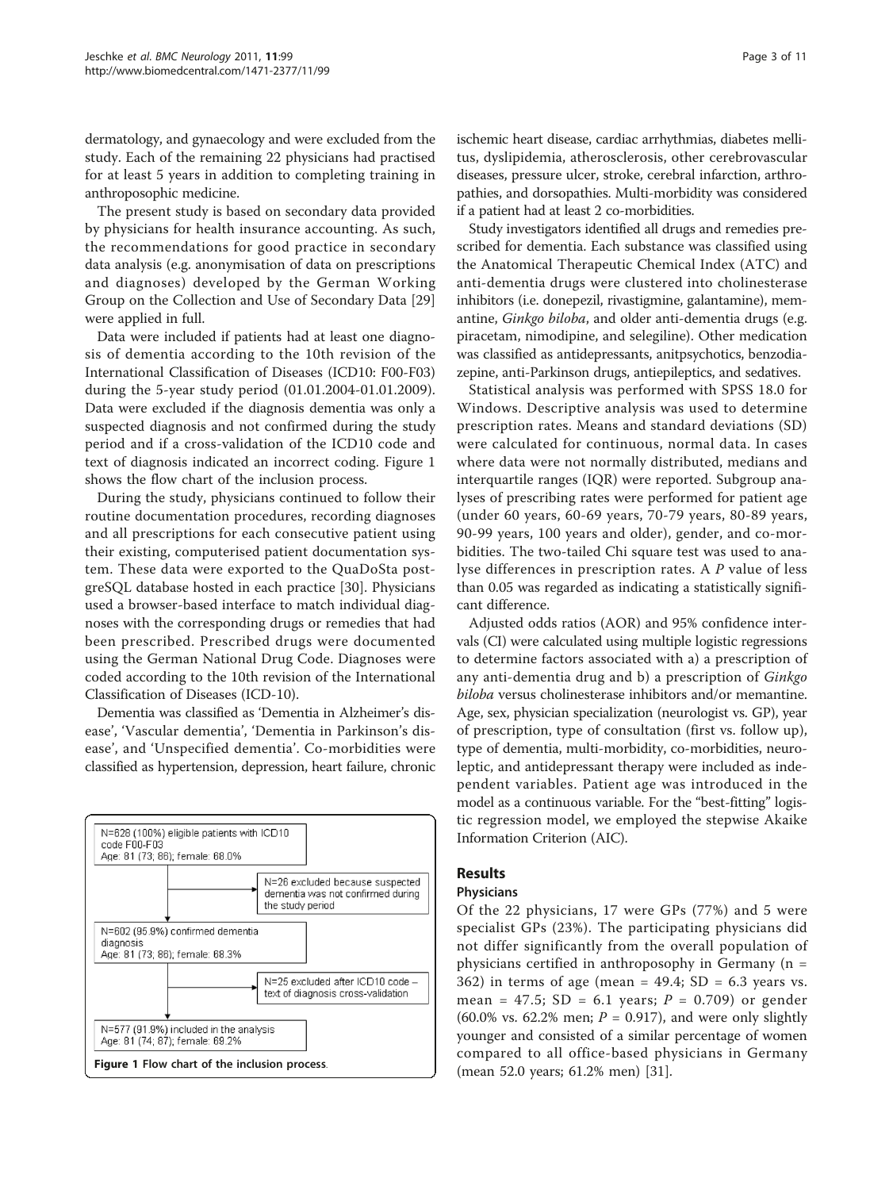dermatology, and gynaecology and were excluded from the study. Each of the remaining 22 physicians had practised for at least 5 years in addition to completing training in anthroposophic medicine.

The present study is based on secondary data provided by physicians for health insurance accounting. As such, the recommendations for good practice in secondary data analysis (e.g. anonymisation of data on prescriptions and diagnoses) developed by the German Working Group on the Collection and Use of Secondary Data [29] were applied in full.

Data were included if patients had at least one diagnosis of dementia according to the 10th revision of the International Classification of Diseases (ICD10: F00-F03) during the 5-year study period (01.01.2004-01.01.2009). Data were excluded if the diagnosis dementia was only a suspected diagnosis and not confirmed during the study period and if a cross-validation of the ICD10 code and text of diagnosis indicated an incorrect coding. Figure 1 shows the flow chart of the inclusion process.

During the study, physicians continued to follow their routine documentation procedures, recording diagnoses and all prescriptions for each consecutive patient using their existing, computerised patient documentation system. These data were exported to the QuaDoSta postgreSQL database hosted in each practice [30]. Physicians used a browser-based interface to match individual diagnoses with the corresponding drugs or remedies that had been prescribed. Prescribed drugs were documented using the German National Drug Code. Diagnoses were coded according to the 10th revision of the International Classification of Diseases (ICD-10).

Dementia was classified as 'Dementia in Alzheimer's disease', 'Vascular dementia', 'Dementia in Parkinson's disease', and 'Unspecified dementia'. Co-morbidities were classified as hypertension, depression, heart failure, chronic ischemic heart disease, cardiac arrhythmias, diabetes mellitus, dyslipidemia, atherosclerosis, other cerebrovascular diseases, pressure ulcer, stroke, cerebral infarction, arthropathies, and dorsopathies. Multi-morbidity was considered if a patient had at least 2 co-morbidities.

N=628 (100%) eligible patients with ICD10 code F00-F03
Age: 81 (73; 86); female: 68.0%

→ N=26 excluded because suspected dementia was not confirmed during the study period

N=602 (95.9%) confirmed dementia diagnosis
Age: 81 (73; 86); female: 68.3%

→ N=25 excluded after ICD10 code – text of diagnosis cross-validation

N=577 (91.9%) included in the analysis
Age: 81 (74; 87); female: 69.2%

**Figure 1 Flow chart of the inclusion process**.

Study investigators identified all drugs and remedies prescribed for dementia. Each substance was classified using the Anatomical Therapeutic Chemical Index (ATC) and anti-dementia drugs were clustered into cholinesterase inhibitors (i.e. donepezil, rivastigmine, galantamine), memantine, *Ginkgo biloba*, and older anti-dementia drugs (e.g. piracetam, nimodipine, and selegiline). Other medication was classified as antidepressants, anitpsychotics, benzodiazepine, anti-Parkinson drugs, antiepileptics, and sedatives.

Statistical analysis was performed with SPSS 18.0 for Windows. Descriptive analysis was used to determine prescription rates. Means and standard deviations (SD) were calculated for continuous, normal data. In cases where data were not normally distributed, medians and interquartile ranges (IQR) were reported. Subgroup analyses of prescribing rates were performed for patient age (under 60 years, 60-69 years, 70-79 years, 80-89 years, 90-99 years, 100 years and older), gender, and co-morbidities. The two-tailed Chi square test was used to analyse differences in prescription rates. A $P$ value of less than 0.05 was regarded as indicating a statistically significant difference.

Adjusted odds ratios (AOR) and 95% confidence intervals (CI) were calculated using multiple logistic regressions to determine factors associated with a) a prescription of any anti-dementia drug and b) a prescription of *Ginkgo biloba* versus cholinesterase inhibitors and/or memantine. Age, sex, physician specialization (neurologist vs. GP), year of prescription, type of consultation (first vs. follow up), type of dementia, multi-morbidity, co-morbidities, neuroleptic, and antidepressant therapy were included as independent variables. Patient age was introduced in the model as a continuous variable. For the "best-fitting" logistic regression model, we employed the stepwise Akaike Information Criterion (AIC).

## Results

### Physicians

Of the 22 physicians, 17 were GPs (77%) and 5 were specialist GPs (23%). The participating physicians did not differ significantly from the overall population of physicians certified in anthroposophy in Germany (n = 362) in terms of age (mean = 49.4; SD = 6.3 years vs. mean = 47.5; SD = 6.1 years; $P$ = 0.709) or gender (60.0% vs. 62.2% men; $P$ = 0.917), and were only slightly younger and consisted of a similar percentage of women compared to all office-based physicians in Germany (mean 52.0 years; 61.2% men) [31].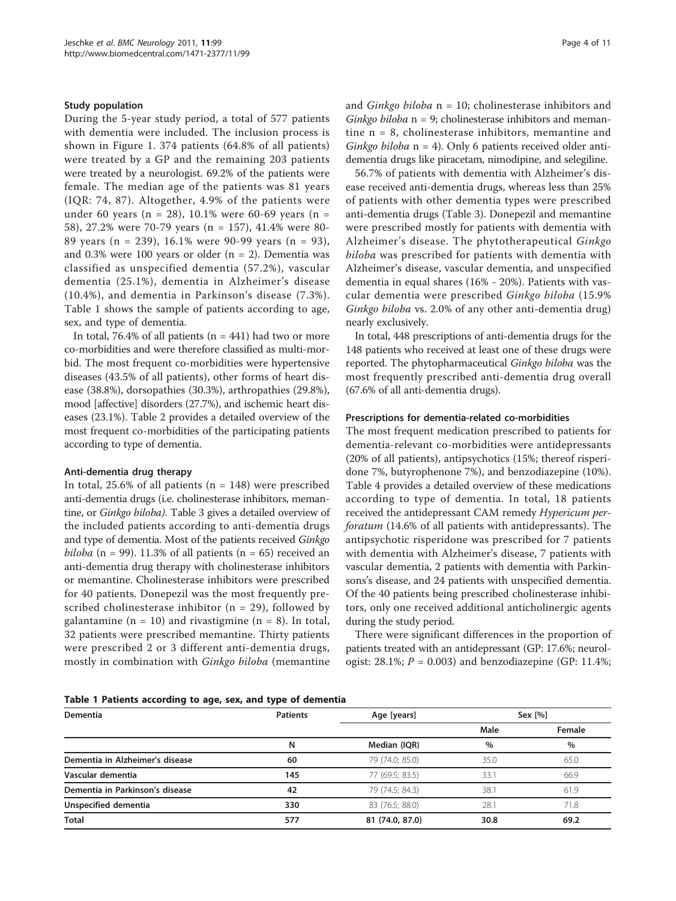### Study population

During the 5-year study period, a total of 577 patients with dementia were included. The inclusion process is shown in Figure 1. 374 patients (64.8% of all patients) were treated by a GP and the remaining 203 patients were treated by a neurologist. 69.2% of the patients were female. The median age of the patients was 81 years (IQR: 74, 87). Altogether, 4.9% of the patients were under 60 years (n = 28), 10.1% were 60-69 years (n = 58), 27.2% were 70-79 years (n = 157), 41.4% were 80-89 years (n = 239), 16.1% were 90-99 years (n = 93), and 0.3% were 100 years or older (n = 2). Dementia was classified as unspecified dementia (57.2%), vascular dementia (25.1%), dementia in Alzheimer's disease (10.4%), and dementia in Parkinson's disease (7.3%). Table 1 shows the sample of patients according to age, sex, and type of dementia.

In total, 76.4% of all patients (n = 441) had two or more co-morbidities and were therefore classified as multi-morbid. The most frequent co-morbidities were hypertensive diseases (43.5% of all patients), other forms of heart disease (38.8%), dorsopathies (30.3%), arthropathies (29.8%), mood [affective] disorders (27.7%), and ischemic heart diseases (23.1%). Table 2 provides a detailed overview of the most frequent co-morbidities of the participating patients according to type of dementia.

### Anti-dementia drug therapy

In total, 25.6% of all patients (n = 148) were prescribed anti-dementia drugs (i.e. cholinesterase inhibitors, memantine, or *Ginkgo biloba).* Table 3 gives a detailed overview of the included patients according to anti-dementia drugs and type of dementia. Most of the patients received *Ginkgo biloba* (n = 99). 11.3% of all patients (n = 65) received an anti-dementia drug therapy with cholinesterase inhibitors or memantine. Cholinesterase inhibitors were prescribed for 40 patients. Donepezil was the most frequently prescribed cholinesterase inhibitor (n = 29), followed by galantamine (n = 10) and rivastigmine (n = 8). In total, 32 patients were prescribed memantine. Thirty patients were prescribed 2 or 3 different anti-dementia drugs, mostly in combination with *Ginkgo biloba* (memantine and *Ginkgo biloba* n = 10; cholinesterase inhibitors and *Ginkgo biloba* n = 9; cholinesterase inhibitors and memantine n = 8, cholinesterase inhibitors, memantine and *Ginkgo biloba* n = 4). Only 6 patients received older anti-dementia drugs like piracetam, nimodipine, and selegiline.

56.7% of patients with dementia with Alzheimer's disease received anti-dementia drugs, whereas less than 25% of patients with other dementia types were prescribed anti-dementia drugs (Table 3). Donepezil and memantine were prescribed mostly for patients with dementia with Alzheimer's disease. The phytotherapeutical *Ginkgo biloba* was prescribed for patients with dementia with Alzheimer's disease, vascular dementia, and unspecified dementia in equal shares (16% - 20%). Patients with vascular dementia were prescribed *Ginkgo biloba* (15.9% *Ginkgo biloba* vs. 2.0% of any other anti-dementia drug) nearly exclusively.

In total, 448 prescriptions of anti-dementia drugs for the 148 patients who received at least one of these drugs were reported. The phytopharmaceutical *Ginkgo biloba* was the most frequently prescribed anti-dementia drug overall (67.6% of all anti-dementia drugs).

### Prescriptions for dementia-related co-morbidities

The most frequent medication prescribed to patients for dementia-relevant co-morbidities were antidepressants (20% of all patients), antipsychotics (15%; thereof risperidone 7%, butyrophenone 7%), and benzodiazepine (10%). Table 4 provides a detailed overview of these medications according to type of dementia. In total, 18 patients received the antidepressant CAM remedy *Hypericum perforatum* (14.6% of all patients with antidepressants). The antipsychotic risperidone was prescribed for 7 patients with dementia with Alzheimer's disease, 7 patients with vascular dementia, 2 patients with dementia with Parkinsons's disease, and 24 patients with unspecified dementia. Of the 40 patients being prescribed cholinesterase inhibitors, only one received additional anticholinergic agents during the study period.

There were significant differences in the proportion of patients treated with an antidepressant (GP: 17.6%; neurologist: 28.1%; $P = 0.003$) and benzodiazepine (GP: 11.4%;

**Table 1 Patients according to age, sex, and type of dementia**

| Dementia | Patients | Age [years] | Sex [%] | |
|---|---|---|---|---|
| | | | Male | Female |
| | N | Median (IQR) | % | % |
| **Dementia in Alzheimer's disease** | 60 | 79 (74.0; 85.0) | 35.0 | 65.0 |
| **Vascular dementia** | 145 | 77 (69.5; 83.5) | 33.1 | 66.9 |
| **Dementia in Parkinson's disease** | 42 | 79 (74.5; 84.3) | 38.1 | 61.9 |
| **Unspecified dementia** | 330 | 83 (76.5; 88.0) | 28.1 | 71.8 |
| **Total** | **577** | **81 (74.0, 87.0)** | **30.8** | **69.2** |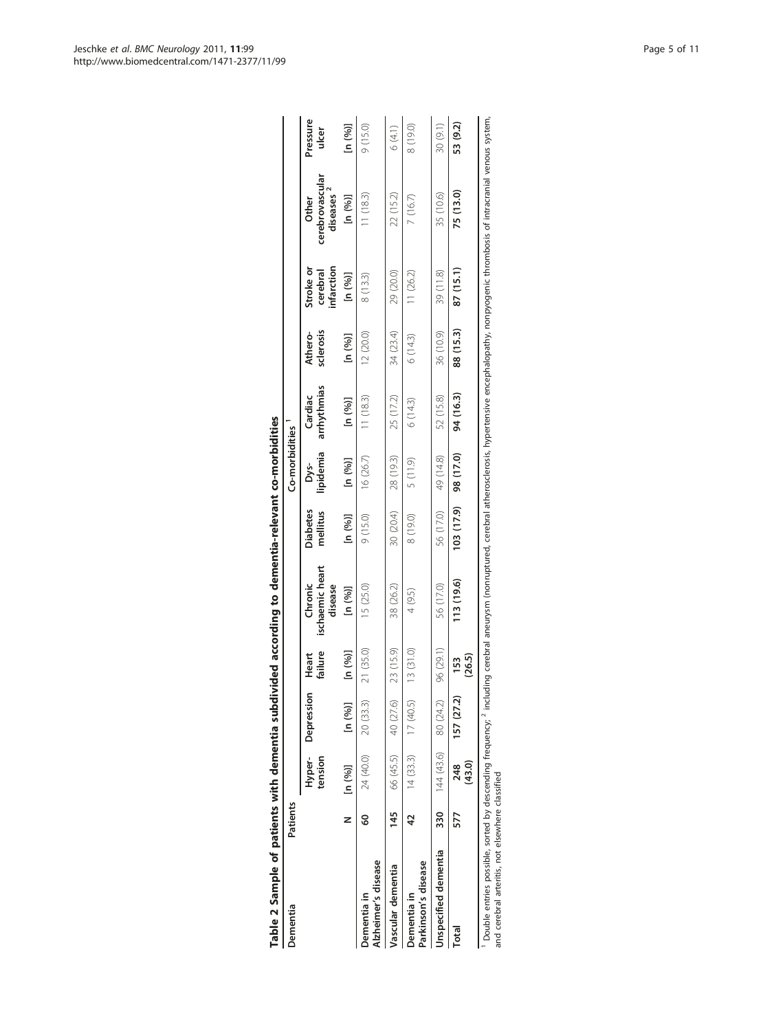**Table 2 Sample of patients with dementia subdivided according to dementia-relevant co-morbidities**

| Dementia | Patients | Co-morbidities [1] | | | | | | | | | | |
|---|---|---|---|---|---|---|---|---|---|---|---|---|
| | | Hyper-tension | Depression | Heart failure | Chronic ischaemic heart disease | Diabetes mellitus | Dys-lipidemia | Cardiac arrhythmias | Athero-sclerosis | Stroke or cerebral infarction | Other cerebrovascular diseases [2] | Pressure ulcer |
| | N | [n (%)] | [n (%)] | [n (%)] | [n (%)] | [n (%)] | [n (%)] | [n (%)] | [n (%)] | [n (%)] | [n (%)] | [n (%)] |
| Dementia in Alzheimer's disease | 60 | 24 (40.0) | 20 (33.3) | 21 (35.0) | 15 (25.0) | 9 (15.0) | 16 (26.7) | 11 (18.3) | 12 (20.0) | 8 (13.3) | 11 (18.3) | 9 (15.0) |
| Vascular dementia | 145 | 66 (45.5) | 40 (27.6) | 23 (15.9) | 38 (26.2) | 30 (20.4) | 28 (19.3) | 25 (17.2) | 34 (23.4) | 29 (20.0) | 22 (15.2) | 6 (4.1) |
| Dementia in Parkinson's disease | 42 | 14 (33.3) | 17 (40.5) | 13 (31.0) | 4 (9.5) | 8 (19.0) | 5 (11.9) | 6 (14.3) | 6 (14.3) | 11 (26.2) | 7 (16.7) | 8 (19.0) |
| Unspecified dementia | 330 | 144 (43.6) | 80 (24.2) | 96 (29.1) | 56 (17.0) | 56 (17.0) | 49 (14.8) | 52 (15.8) | 36 (10.9) | 39 (11.8) | 35 (10.6) | 30 (9.1) |
| **Total** | **577** | **248 (43.0)** | **157 (27.2)** | **153 (26.5)** | **113 (19.6)** | **103 (17.9)** | **98 (17.0)** | **94 (16.3)** | **88 (15.3)** | **87 (15.1)** | **75 (13.0)** | **53 (9.2)** |

[1] Double entries possible, sorted by descending frequency; [2] including cerebral aneurysm (nonruptured, cerebral atherosclerosis, hypertensive encephalopathy, nonpyogenic thrombosis of intracranial venous system, and cerebral arteritis, not elsewhere classified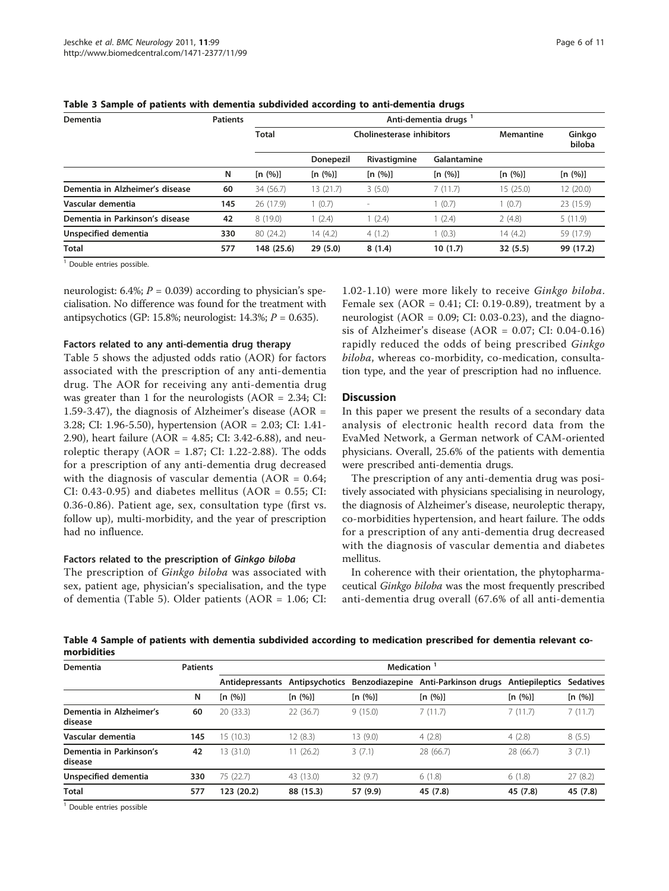**Table 3 Sample of patients with dementia subdivided according to anti-dementia drugs**

| Dementia | Patients | Anti-dementia drugs [1] | | | | | |
|---|---|---|---|---|---|---|---|
| | | Total | Cholinesterase inhibitors | | | Memantine | Ginkgo biloba |
| | | | Donepezil | Rivastigmine | Galantamine | | |
| | N | [n (%)] | [n (%)] | [n (%)] | [n (%)] | [n (%)] | [n (%)] |
| **Dementia in Alzheimer's disease** | **60** | 34 (56.7) | 13 (21.7) | 3 (5.0) | 7 (11.7) | 15 (25.0) | 12 (20.0) |
| **Vascular dementia** | **145** | 26 (17.9) | 1 (0.7) | - | 1 (0.7) | 1 (0.7) | 23 (15.9) |
| **Dementia in Parkinson's disease** | **42** | 8 (19.0) | 1 (2.4) | 1 (2.4) | 1 (2.4) | 2 (4.8) | 5 (11.9) |
| **Unspecified dementia** | **330** | 80 (24.2) | 14 (4.2) | 4 (1.2) | 1 (0.3) | 14 (4.2) | 59 (17.9) |
| **Total** | **577** | **148 (25.6)** | **29 (5.0)** | **8 (1.4)** | **10 (1.7)** | **32 (5.5)** | **99 (17.2)** |

[1] Double entries possible.

neurologist: 6.4%; $P = 0.039$) according to physician's specialisation. No difference was found for the treatment with antipsychotics (GP: 15.8%; neurologist: 14.3%; $P = 0.635$).

### Factors related to any anti-dementia drug therapy

Table 5 shows the adjusted odds ratio (AOR) for factors associated with the prescription of any anti-dementia drug. The AOR for receiving any anti-dementia drug was greater than 1 for the neurologists (AOR = 2.34; CI: 1.59-3.47), the diagnosis of Alzheimer's disease (AOR = 3.28; CI: 1.96-5.50), hypertension (AOR = 2.03; CI: 1.41-2.90), heart failure (AOR = 4.85; CI: 3.42-6.88), and neuroleptic therapy (AOR = 1.87; CI: 1.22-2.88). The odds for a prescription of any anti-dementia drug decreased with the diagnosis of vascular dementia (AOR = 0.64; CI: 0.43-0.95) and diabetes mellitus (AOR = 0.55; CI: 0.36-0.86). Patient age, sex, consultation type (first vs. follow up), multi-morbidity, and the year of prescription had no influence.

### Factors related to the prescription of *Ginkgo biloba*

The prescription of *Ginkgo biloba* was associated with sex, patient age, physician's specialisation, and the type of dementia (Table 5). Older patients (AOR = 1.06; CI: 1.02-1.10) were more likely to receive *Ginkgo biloba*. Female sex (AOR = 0.41; CI: 0.19-0.89), treatment by a neurologist (AOR = 0.09; CI: 0.03-0.23), and the diagnosis of Alzheimer's disease (AOR = 0.07; CI: 0.04-0.16) rapidly reduced the odds of being prescribed *Ginkgo biloba*, whereas co-morbidity, co-medication, consultation type, and the year of prescription had no influence.

## Discussion

In this paper we present the results of a secondary data analysis of electronic health record data from the EvaMed Network, a German network of CAM-oriented physicians. Overall, 25.6% of the patients with dementia were prescribed anti-dementia drugs.

The prescription of any anti-dementia drug was positively associated with physicians specialising in neurology, the diagnosis of Alzheimer's disease, neuroleptic therapy, co-morbidities hypertension, and heart failure. The odds for a prescription of any anti-dementia drug decreased with the diagnosis of vascular dementia and diabetes mellitus.

In coherence with their orientation, the phytopharmaceutical *Ginkgo biloba* was the most frequently prescribed anti-dementia drug overall (67.6% of all anti-dementia

**Table 4 Sample of patients with dementia subdivided according to medication prescribed for dementia relevant co-morbidities**

| Dementia | Patients | Medication [1] | | | | | |
|---|---|---|---|---|---|---|---|
| | | Antidepressants | Antipsychotics | Benzodiazepine | Anti-Parkinson drugs | Antiepileptics | Sedatives |
| | N | [n (%)] | [n (%)] | [n (%)] | [n (%)] | [n (%)] | [n (%)] |
| **Dementia in Alzheimer's disease** | **60** | 20 (33.3) | 22 (36.7) | 9 (15.0) | 7 (11.7) | 7 (11.7) | 7 (11.7) |
| **Vascular dementia** | **145** | 15 (10.3) | 12 (8.3) | 13 (9.0) | 4 (2.8) | 4 (2.8) | 8 (5.5) |
| **Dementia in Parkinson's disease** | **42** | 13 (31.0) | 11 (26.2) | 3 (7.1) | 28 (66.7) | 28 (66.7) | 3 (7.1) |
| **Unspecified dementia** | **330** | 75 (22.7) | 43 (13.0) | 32 (9.7) | 6 (1.8) | 6 (1.8) | 27 (8.2) |
| **Total** | **577** | **123 (20.2)** | **88 (15.3)** | **57 (9.9)** | **45 (7.8)** | **45 (7.8)** | **45 (7.8)** |

[1] Double entries possible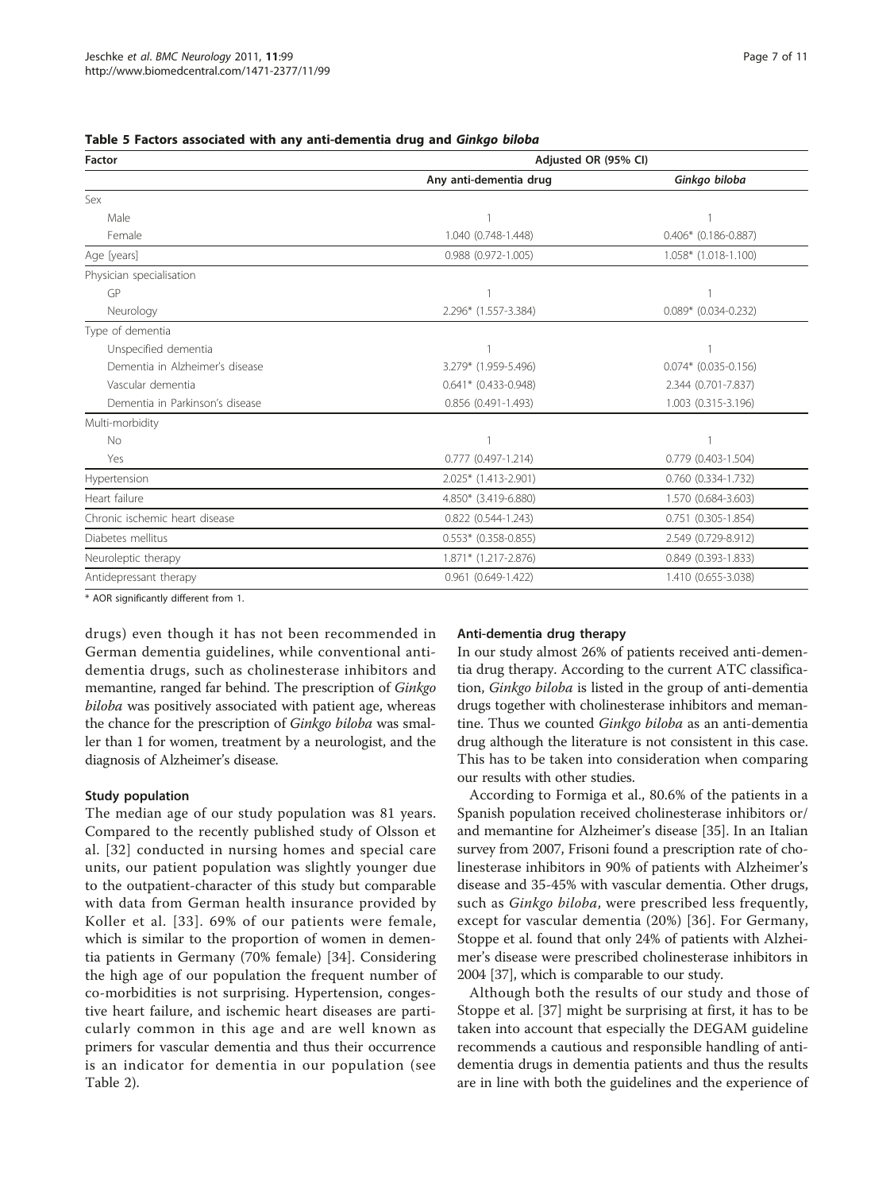**Table 5 Factors associated with any anti-dementia drug and *Ginkgo biloba***

| Factor | Adjusted OR (95% CI) | |
|---|---|---|
| | Any anti-dementia drug | *Ginkgo biloba* |
| Sex | | |
| Male | 1 | 1 |
| Female | 1.040 (0.748-1.448) | 0.406* (0.186-0.887) |
| Age [years] | 0.988 (0.972-1.005) | 1.058* (1.018-1.100) |
| Physician specialisation | | |
| GP | 1 | 1 |
| Neurology | 2.296* (1.557-3.384) | 0.089* (0.034-0.232) |
| Type of dementia | | |
| Unspecified dementia | 1 | 1 |
| Dementia in Alzheimer's disease | 3.279* (1.959-5.496) | 0.074* (0.035-0.156) |
| Vascular dementia | 0.641* (0.433-0.948) | 2.344 (0.701-7.837) |
| Dementia in Parkinson's disease | 0.856 (0.491-1.493) | 1.003 (0.315-3.196) |
| Multi-morbidity | | |
| No | 1 | 1 |
| Yes | 0.777 (0.497-1.214) | 0.779 (0.403-1.504) |
| Hypertension | 2.025* (1.413-2.901) | 0.760 (0.334-1.732) |
| Heart failure | 4.850* (3.419-6.880) | 1.570 (0.684-3.603) |
| Chronic ischemic heart disease | 0.822 (0.544-1.243) | 0.751 (0.305-1.854) |
| Diabetes mellitus | 0.553* (0.358-0.855) | 2.549 (0.729-8.912) |
| Neuroleptic therapy | 1.871* (1.217-2.876) | 0.849 (0.393-1.833) |
| Antidepressant therapy | 0.961 (0.649-1.422) | 1.410 (0.655-3.038) |

\* AOR significantly different from 1.

drugs) even though it has not been recommended in German dementia guidelines, while conventional anti-dementia drugs, such as cholinesterase inhibitors and memantine, ranged far behind. The prescription of *Ginkgo biloba* was positively associated with patient age, whereas the chance for the prescription of *Ginkgo biloba* was smaller than 1 for women, treatment by a neurologist, and the diagnosis of Alzheimer's disease.

#### Study population

The median age of our study population was 81 years. Compared to the recently published study of Olsson et al. [32] conducted in nursing homes and special care units, our patient population was slightly younger due to the outpatient-character of this study but comparable with data from German health insurance provided by Koller et al. [33]. 69% of our patients were female, which is similar to the proportion of women in dementia patients in Germany (70% female) [34]. Considering the high age of our population the frequent number of co-morbidities is not surprising. Hypertension, congestive heart failure, and ischemic heart diseases are particularly common in this age and are well known as primers for vascular dementia and thus their occurrence is an indicator for dementia in our population (see Table 2).

#### Anti-dementia drug therapy

In our study almost 26% of patients received anti-dementia drug therapy. According to the current ATC classification, *Ginkgo biloba* is listed in the group of anti-dementia drugs together with cholinesterase inhibitors and memantine. Thus we counted *Ginkgo biloba* as an anti-dementia drug although the literature is not consistent in this case. This has to be taken into consideration when comparing our results with other studies.

According to Formiga et al., 80.6% of the patients in a Spanish population received cholinesterase inhibitors or/and memantine for Alzheimer's disease [35]. In an Italian survey from 2007, Frisoni found a prescription rate of cholinesterase inhibitors in 90% of patients with Alzheimer's disease and 35-45% with vascular dementia. Other drugs, such as *Ginkgo biloba*, were prescribed less frequently, except for vascular dementia (20%) [36]. For Germany, Stoppe et al. found that only 24% of patients with Alzheimer's disease were prescribed cholinesterase inhibitors in 2004 [37], which is comparable to our study.

Although both the results of our study and those of Stoppe et al. [37] might be surprising at first, it has to be taken into account that especially the DEGAM guideline recommends a cautious and responsible handling of anti-dementia drugs in dementia patients and thus the results are in line with both the guidelines and the experience of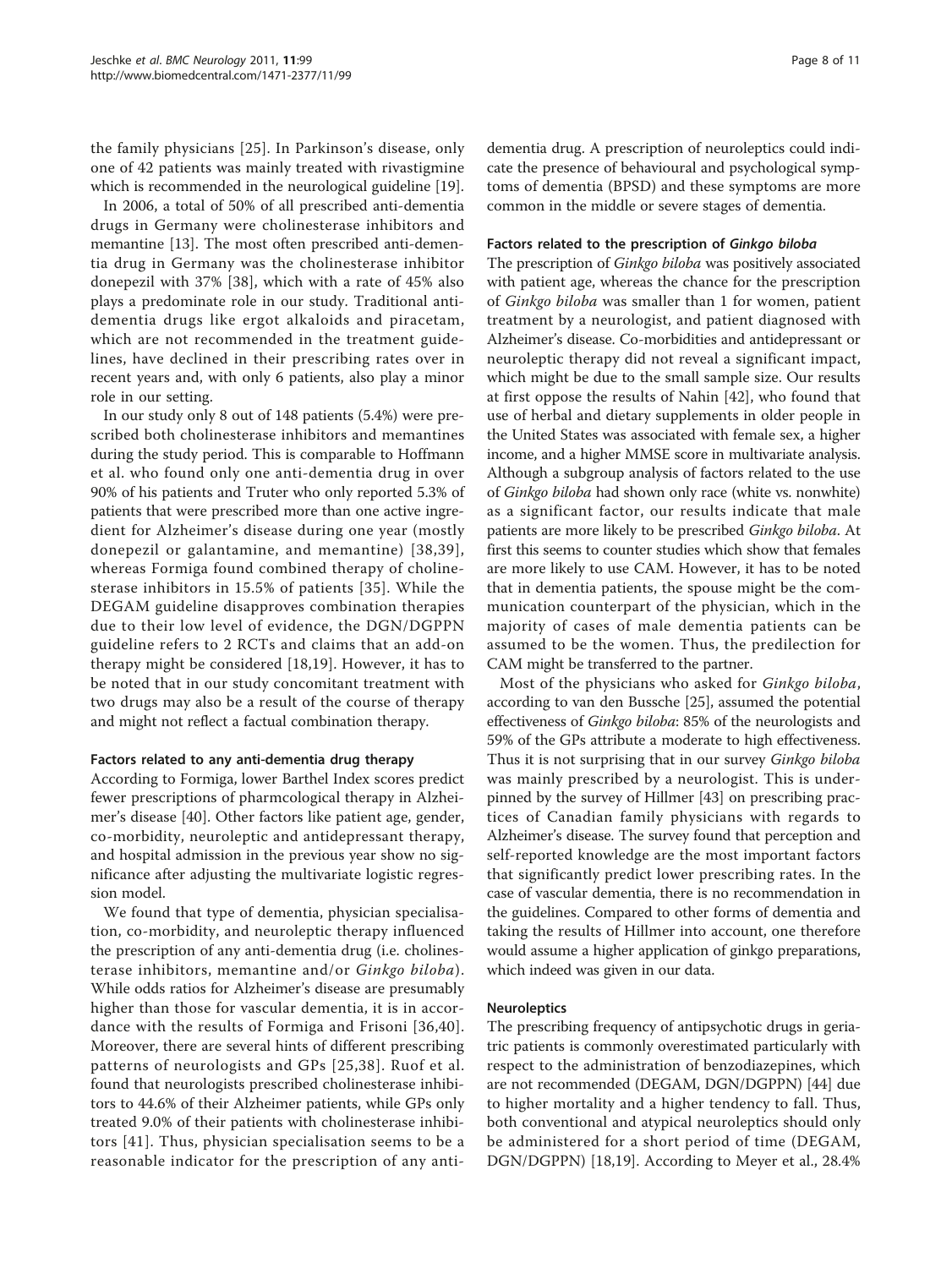the family physicians [25]. In Parkinson's disease, only one of 42 patients was mainly treated with rivastigmine which is recommended in the neurological guideline [19].

In 2006, a total of 50% of all prescribed anti-dementia drugs in Germany were cholinesterase inhibitors and memantine [13]. The most often prescribed anti-dementia drug in Germany was the cholinesterase inhibitor donepezil with 37% [38], which with a rate of 45% also plays a predominate role in our study. Traditional anti-dementia drugs like ergot alkaloids and piracetam, which are not recommended in the treatment guidelines, have declined in their prescribing rates over in recent years and, with only 6 patients, also play a minor role in our setting.

In our study only 8 out of 148 patients (5.4%) were prescribed both cholinesterase inhibitors and memantines during the study period. This is comparable to Hoffmann et al. who found only one anti-dementia drug in over 90% of his patients and Truter who only reported 5.3% of patients that were prescribed more than one active ingredient for Alzheimer's disease during one year (mostly donepezil or galantamine, and memantine) [38,39], whereas Formiga found combined therapy of cholinesterase inhibitors in 15.5% of patients [35]. While the DEGAM guideline disapproves combination therapies due to their low level of evidence, the DGN/DGPPN guideline refers to 2 RCTs and claims that an add-on therapy might be considered [18,19]. However, it has to be noted that in our study concomitant treatment with two drugs may also be a result of the course of therapy and might not reflect a factual combination therapy.

#### Factors related to any anti-dementia drug therapy

According to Formiga, lower Barthel Index scores predict fewer prescriptions of pharmcological therapy in Alzheimer's disease [40]. Other factors like patient age, gender, co-morbidity, neuroleptic and antidepressant therapy, and hospital admission in the previous year show no significance after adjusting the multivariate logistic regression model.

We found that type of dementia, physician specialisation, co-morbidity, and neuroleptic therapy influenced the prescription of any anti-dementia drug (i.e. cholinesterase inhibitors, memantine and/or *Ginkgo biloba*). While odds ratios for Alzheimer's disease are presumably higher than those for vascular dementia, it is in accordance with the results of Formiga and Frisoni [36,40]. Moreover, there are several hints of different prescribing patterns of neurologists and GPs [25,38]. Ruof et al. found that neurologists prescribed cholinesterase inhibitors to 44.6% of their Alzheimer patients, while GPs only treated 9.0% of their patients with cholinesterase inhibitors [41]. Thus, physician specialisation seems to be a reasonable indicator for the prescription of any anti-dementia drug. A prescription of neuroleptics could indicate the presence of behavioural and psychological symptoms of dementia (BPSD) and these symptoms are more common in the middle or severe stages of dementia.

#### Factors related to the prescription of *Ginkgo biloba*

The prescription of *Ginkgo biloba* was positively associated with patient age, whereas the chance for the prescription of *Ginkgo biloba* was smaller than 1 for women, patient treatment by a neurologist, and patient diagnosed with Alzheimer's disease. Co-morbidities and antidepressant or neuroleptic therapy did not reveal a significant impact, which might be due to the small sample size. Our results at first oppose the results of Nahin [42], who found that use of herbal and dietary supplements in older people in the United States was associated with female sex, a higher income, and a higher MMSE score in multivariate analysis. Although a subgroup analysis of factors related to the use of *Ginkgo biloba* had shown only race (white vs. nonwhite) as a significant factor, our results indicate that male patients are more likely to be prescribed *Ginkgo biloba*. At first this seems to counter studies which show that females are more likely to use CAM. However, it has to be noted that in dementia patients, the spouse might be the communication counterpart of the physician, which in the majority of cases of male dementia patients can be assumed to be the women. Thus, the predilection for CAM might be transferred to the partner.

Most of the physicians who asked for *Ginkgo biloba*, according to van den Bussche [25], assumed the potential effectiveness of *Ginkgo biloba*: 85% of the neurologists and 59% of the GPs attribute a moderate to high effectiveness. Thus it is not surprising that in our survey *Ginkgo biloba* was mainly prescribed by a neurologist. This is underpinned by the survey of Hillmer [43] on prescribing practices of Canadian family physicians with regards to Alzheimer's disease. The survey found that perception and self-reported knowledge are the most important factors that significantly predict lower prescribing rates. In the case of vascular dementia, there is no recommendation in the guidelines. Compared to other forms of dementia and taking the results of Hillmer into account, one therefore would assume a higher application of ginkgo preparations, which indeed was given in our data.

#### Neuroleptics

The prescribing frequency of antipsychotic drugs in geriatric patients is commonly overestimated particularly with respect to the administration of benzodiazepines, which are not recommended (DEGAM, DGN/DGPPN) [44] due to higher mortality and a higher tendency to fall. Thus, both conventional and atypical neuroleptics should only be administered for a short period of time (DEGAM, DGN/DGPPN) [18,19]. According to Meyer et al., 28.4%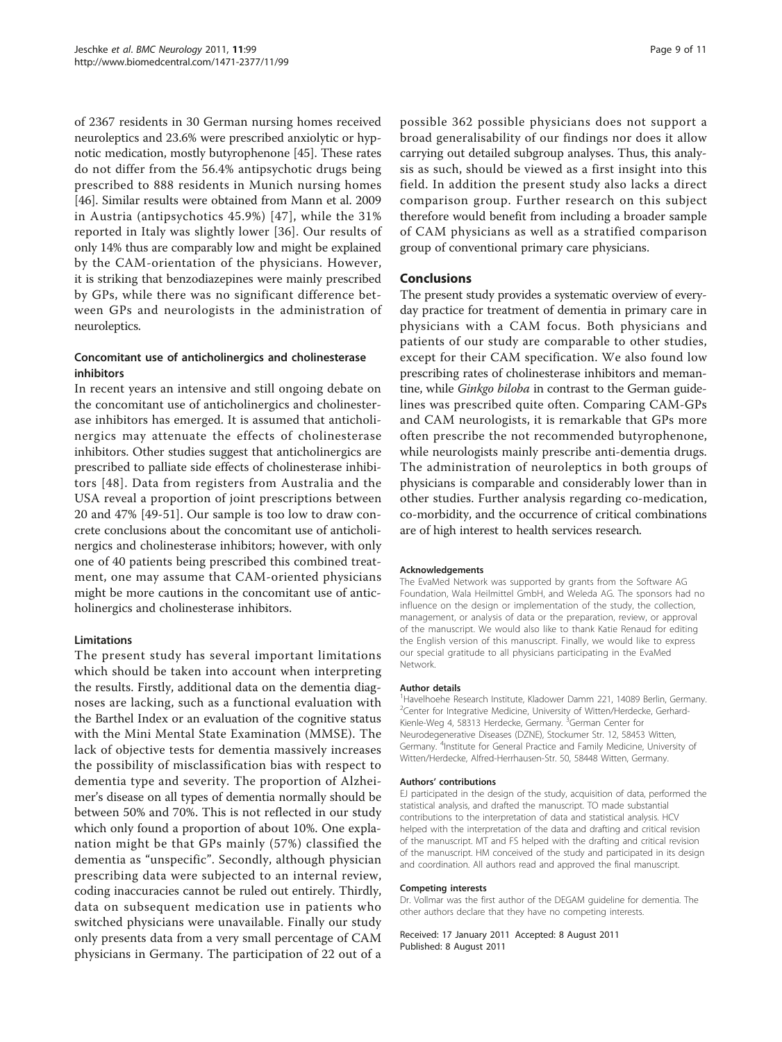of 2367 residents in 30 German nursing homes received neuroleptics and 23.6% were prescribed anxiolytic or hypnotic medication, mostly butyrophenone [45]. These rates do not differ from the 56.4% antipsychotic drugs being prescribed to 888 residents in Munich nursing homes [46]. Similar results were obtained from Mann et al. 2009 in Austria (antipsychotics 45.9%) [47], while the 31% reported in Italy was slightly lower [36]. Our results of only 14% thus are comparably low and might be explained by the CAM-orientation of the physicians. However, it is striking that benzodiazepines were mainly prescribed by GPs, while there was no significant difference between GPs and neurologists in the administration of neuroleptics.

### Concomitant use of anticholinergics and cholinesterase inhibitors

In recent years an intensive and still ongoing debate on the concomitant use of anticholinergics and cholinesterase inhibitors has emerged. It is assumed that anticholinergics may attenuate the effects of cholinesterase inhibitors. Other studies suggest that anticholinergics are prescribed to palliate side effects of cholinesterase inhibitors [48]. Data from registers from Australia and the USA reveal a proportion of joint prescriptions between 20 and 47% [49-51]. Our sample is too low to draw concrete conclusions about the concomitant use of anticholinergics and cholinesterase inhibitors; however, with only one of 40 patients being prescribed this combined treatment, one may assume that CAM-oriented physicians might be more cautions in the concomitant use of anticholinergics and cholinesterase inhibitors.

### Limitations

The present study has several important limitations which should be taken into account when interpreting the results. Firstly, additional data on the dementia diagnoses are lacking, such as a functional evaluation with the Barthel Index or an evaluation of the cognitive status with the Mini Mental State Examination (MMSE). The lack of objective tests for dementia massively increases the possibility of misclassification bias with respect to dementia type and severity. The proportion of Alzheimer's disease on all types of dementia normally should be between 50% and 70%. This is not reflected in our study which only found a proportion of about 10%. One explanation might be that GPs mainly (57%) classified the dementia as "unspecific". Secondly, although physician prescribing data were subjected to an internal review, coding inaccuracies cannot be ruled out entirely. Thirdly, data on subsequent medication use in patients who switched physicians were unavailable. Finally our study only presents data from a very small percentage of CAM physicians in Germany. The participation of 22 out of a possible 362 possible physicians does not support a broad generalisability of our findings nor does it allow carrying out detailed subgroup analyses. Thus, this analysis as such, should be viewed as a first insight into this field. In addition the present study also lacks a direct comparison group. Further research on this subject therefore would benefit from including a broader sample of CAM physicians as well as a stratified comparison group of conventional primary care physicians.

## Conclusions

The present study provides a systematic overview of everyday practice for treatment of dementia in primary care in physicians with a CAM focus. Both physicians and patients of our study are comparable to other studies, except for their CAM specification. We also found low prescribing rates of cholinesterase inhibitors and memantine, while *Ginkgo biloba* in contrast to the German guidelines was prescribed quite often. Comparing CAM-GPs and CAM neurologists, it is remarkable that GPs more often prescribe the not recommended butyrophenone, while neurologists mainly prescribe anti-dementia drugs. The administration of neuroleptics in both groups of physicians is comparable and considerably lower than in other studies. Further analysis regarding co-medication, co-morbidity, and the occurrence of critical combinations are of high interest to health services research.

#### Acknowledgements

The EvaMed Network was supported by grants from the Software AG Foundation, Wala Heilmittel GmbH, and Weleda AG. The sponsors had no influence on the design or implementation of the study, the collection, management, or analysis of data or the preparation, review, or approval of the manuscript. We would also like to thank Katie Renaud for editing the English version of this manuscript. Finally, we would like to express our special gratitude to all physicians participating in the EvaMed Network.

#### Author details

[1]Havelhoehe Research Institute, Kladower Damm 221, 14089 Berlin, Germany. [2]Center for Integrative Medicine, University of Witten/Herdecke, Gerhard-Kienle-Weg 4, 58313 Herdecke, Germany. [3]German Center for Neurodegenerative Diseases (DZNE), Stockumer Str. 12, 58453 Witten, Germany. [4]Institute for General Practice and Family Medicine, University of Witten/Herdecke, Alfred-Herrhausen-Str. 50, 58448 Witten, Germany.

#### Authors' contributions

EJ participated in the design of the study, acquisition of data, performed the statistical analysis, and drafted the manuscript. TO made substantial contributions to the interpretation of data and statistical analysis. HCV helped with the interpretation of the data and drafting and critical revision of the manuscript. MT and FS helped with the drafting and critical revision of the manuscript. HM conceived of the study and participated in its design and coordination. All authors read and approved the final manuscript.

#### Competing interests

Dr. Vollmar was the first author of the DEGAM guideline for dementia. The other authors declare that they have no competing interests.

Received: 17 January 2011 Accepted: 8 August 2011
Published: 8 August 2011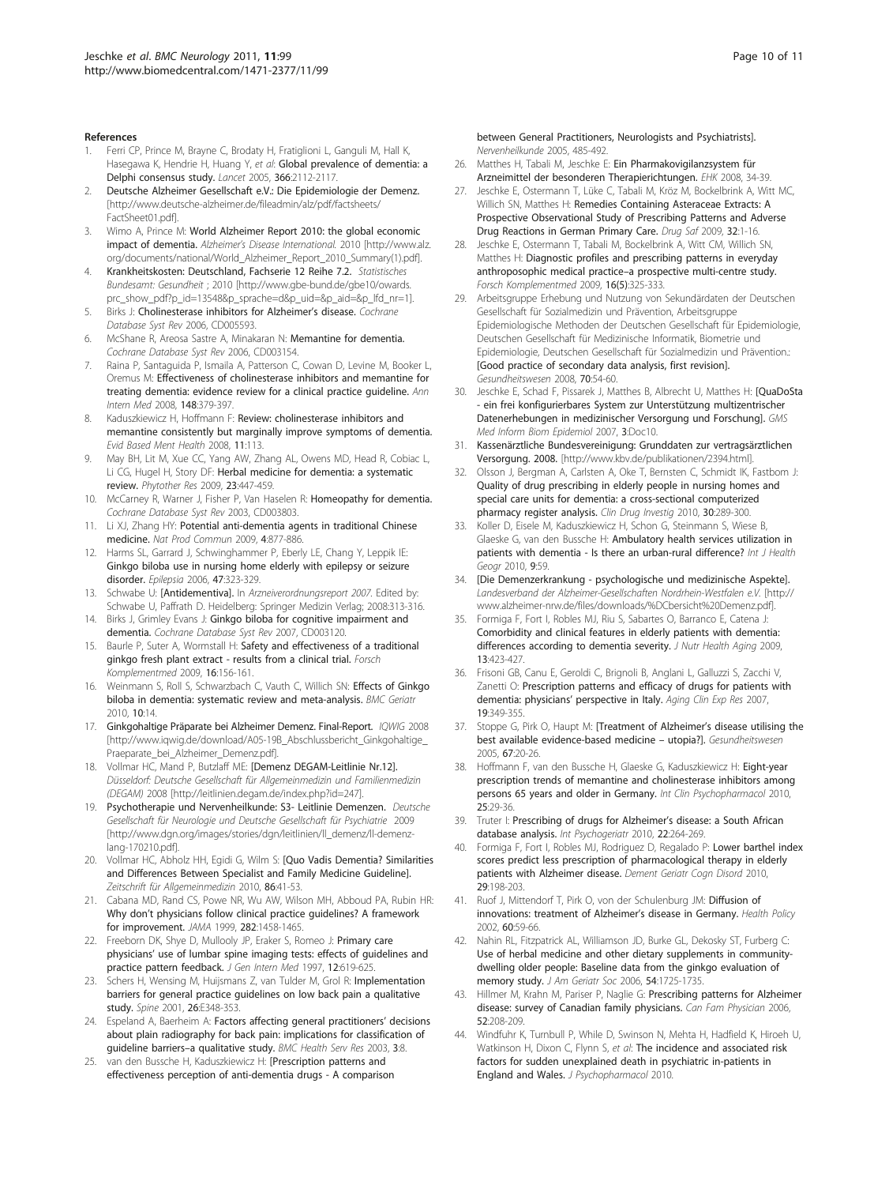## References

1. Ferri CP, Prince M, Brayne C, Brodaty H, Fratiglioni L, Ganguli M, Hall K, Hasegawa K, Hendrie H, Huang Y, *et al*: **Global prevalence of dementia: a Delphi consensus study.** *Lancet* 2005, **366**:2112-2117.
2. Deutsche Alzheimer Gesellschaft e.V.: **Die Epidemiologie der Demenz.** [http://www.deutsche-alzheimer.de/fileadmin/alz/pdf/factsheets/FactSheet01.pdf].
3. Wimo A, Prince M: **World Alzheimer Report 2010: the global economic impact of dementia.** *Alzheimer's Disease International.* 2010 [http://www.alz.org/documents/national/World_Alzheimer_Report_2010_Summary(1).pdf].
4. **Krankheitskosten: Deutschland, Fachserie 12 Reihe 7.2.** *Statistisches Bundesamt: Gesundheit* ; 2010 [http://www.gbe-bund.de/gbe10/owards.prc_show_pdf?p_id=13548&p_sprache=d&p_uid=&p_aid=&p_lfd_nr=1].
5. Birks J: **Cholinesterase inhibitors for Alzheimer's disease.** *Cochrane Database Syst Rev* 2006, CD005593.
6. McShane R, Areosa Sastre A, Minakaran N: **Memantine for dementia.** *Cochrane Database Syst Rev* 2006, CD003154.
7. Raina P, Santaguida P, Ismaila A, Patterson C, Cowan D, Levine M, Booker L, Oremus M: **Effectiveness of cholinesterase inhibitors and memantine for treating dementia: evidence review for a clinical practice guideline.** *Ann Intern Med* 2008, **148**:379-397.
8. Kaduszkiewicz H, Hoffmann F: **Review: cholinesterase inhibitors and memantine consistently but marginally improve symptoms of dementia.** *Evid Based Ment Health* 2008, **11**:113.
9. May BH, Lit M, Xue CC, Yang AW, Zhang AL, Owens MD, Head R, Cobiac L, Li CG, Hugel H, Story DF: **Herbal medicine for dementia: a systematic review.** *Phytother Res* 2009, **23**:447-459.
10. McCarney R, Warner J, Fisher P, Van Haselen R: **Homeopathy for dementia.** *Cochrane Database Syst Rev* 2003, CD003803.
11. Li XJ, Zhang HY: **Potential anti-dementia agents in traditional Chinese medicine.** *Nat Prod Commun* 2009, **4**:877-886.
12. Harms SL, Garrard J, Schwinghammer P, Eberly LE, Chang Y, Leppik IE: **Ginkgo biloba use in nursing home elderly with epilepsy or seizure disorder.** *Epilepsia* 2006, **47**:323-329.
13. Schwabe U: **[Antidementiva].** In *Arzneiverordnungsreport 2007.* Edited by: Schwabe U, Paffrath D. Heidelberg: Springer Medizin Verlag; 2008:313-316.
14. Birks J, Grimley Evans J: **Ginkgo biloba for cognitive impairment and dementia.** *Cochrane Database Syst Rev* 2007, CD003120.
15. Baurle P, Suter A, Wormstall H: **Safety and effectiveness of a traditional ginkgo fresh plant extract - results from a clinical trial.** *Forsch Komplementmed* 2009, **16**:156-161.
16. Weinmann S, Roll S, Schwarzbach C, Vauth C, Willich SN: **Effects of Ginkgo biloba in dementia: systematic review and meta-analysis.** *BMC Geriatr* 2010, **10**:14.
17. **Ginkgohaltige Präparate bei Alzheimer Demenz. Final-Report.** *IQWIG* 2008 [http://www.iqwig.de/download/A05-19B_Abschlussbericht_Ginkgohaltige_Praeparate_bei_Alzheimer_Demenz.pdf].
18. Vollmar HC, Mand P, Butzlaff ME: **[Demenz DEGAM-Leitlinie Nr.12].** *Düsseldorf: Deutsche Gesellschaft für Allgemeinmedizin und Familienmedizin (DEGAM)* 2008 [http://leitlinien.degam.de/index.php?id=247].
19. **Psychotherapie und Nervenheilkunde: S3- Leitlinie Demenzen.** *Deutsche Gesellschaft für Neurologie und Deutsche Gesellschaft für Psychiatrie* 2009 [http://www.dgn.org/images/stories/dgn/leitlinien/ll_demenz/ll-demenz-lang-170210.pdf].
20. Vollmar HC, Abholz HH, Egidi G, Wilm S: **[Quo Vadis Dementia? Similarities and Differences Between Specialist and Family Medicine Guideline].** *Zeitschrift für Allgemeinmedizin* 2010, **86**:41-53.
21. Cabana MD, Rand CS, Powe NR, Wu AW, Wilson MH, Abboud PA, Rubin HR: **Why don't physicians follow clinical practice guidelines? A framework for improvement.** *JAMA* 1999, **282**:1458-1465.
22. Freeborn DK, Shye D, Mullooly JP, Eraker S, Romeo J: **Primary care physicians' use of lumbar spine imaging tests: effects of guidelines and practice pattern feedback.** *J Gen Intern Med* 1997, **12**:619-625.
23. Schers H, Wensing M, Huijsmans Z, van Tulder M, Grol R: **Implementation barriers for general practice guidelines on low back pain a qualitative study.** *Spine* 2001, **26**:E348-353.
24. Espeland A, Baerheim A: **Factors affecting general practitioners' decisions about plain radiography for back pain: implications for classification of guideline barriers–a qualitative study.** *BMC Health Serv Res* 2003, **3**:8.
25. van den Bussche H, Kaduszkiewicz H: **[Prescription patterns and effectiveness perception of anti-dementia drugs - A comparison between General Practitioners, Neurologists and Psychiatrists].** *Nervenheilkunde* 2005, 485-492.
26. Matthes H, Tabali M, Jeschke E: **Ein Pharmakovigilanzsystem für Arzneimittel der besonderen Therapierichtungen.** *EHK* 2008, 34-39.
27. Jeschke E, Ostermann T, Lüke C, Tabali M, Kröz M, Bockelbrink A, Witt MC, Willich SN, Matthes H: **Remedies Containing Asteraceae Extracts: A Prospective Observational Study of Prescribing Patterns and Adverse Drug Reactions in German Primary Care.** *Drug Saf* 2009, **32**:1-16.
28. Jeschke E, Ostermann T, Tabali M, Bockelbrink A, Witt CM, Willich SN, Matthes H: **Diagnostic profiles and prescribing patterns in everyday anthroposophic medical practice–a prospective multi-centre study.** *Forsch Komplementmed* 2009, **16(5)**:325-333.
29. Arbeitsgruppe Erhebung und Nutzung von Sekundärdaten der Deutschen Gesellschaft für Sozialmedizin und Prävention, Arbeitsgruppe Epidemiologische Methoden der Deutschen Gesellschaft für Epidemiologie, Deutschen Gesellschaft für Medizinische Informatik, Biometrie und Epidemiologie, Deutschen Gesellschaft für Sozialmedizin und Prävention.: **[Good practice of secondary data analysis, first revision].** *Gesundheitswesen* 2008, **70**:54-60.
30. Jeschke E, Schad F, Pissarek J, Matthes B, Albrecht U, Matthes H: **[QuaDoSta - ein frei konfigurierbares System zur Unterstützung multizentrischer Datenerhebungen in medizinischer Versorgung und Forschung].** *GMS Med Inform Biom Epidemiol* 2007, **3**:Doc10.
31. Kassenärztliche Bundesvereinigung: **Grunddaten zur vertragsärztlichen Versorgung. 2008.** [http://www.kbv.de/publikationen/2394.html].
32. Olsson J, Bergman A, Carlsten A, Oke T, Bernsten C, Schmidt IK, Fastbom J: **Quality of drug prescribing in elderly people in nursing homes and special care units for dementia: a cross-sectional computerized pharmacy register analysis.** *Clin Drug Investig* 2010, **30**:289-300.
33. Koller D, Eisele M, Kaduszkiewicz H, Schon G, Steinmann S, Wiese B, Glaeske G, van den Bussche H: **Ambulatory health services utilization in patients with dementia - Is there an urban-rural difference?** *Int J Health Geogr* 2010, **9**:59.
34. **[Die Demenzerkrankung - psychologische und medizinische Aspekte].** *Landesverband der Alzheimer-Gesellschaften Nordrhein-Westfalen e.V.* [http://www.alzheimer-nrw.de/files/downloads/%DCbersicht%20Demenz.pdf].
35. Formiga F, Fort I, Robles MJ, Riu S, Sabartes O, Barranco E, Catena J: **Comorbidity and clinical features in elderly patients with dementia: differences according to dementia severity.** *J Nutr Health Aging* 2009, **13**:423-427.
36. Frisoni GB, Canu E, Geroldi C, Brignoli B, Anglani L, Galluzzi S, Zacchi V, Zanetti O: **Prescription patterns and efficacy of drugs for patients with dementia: physicians' perspective in Italy.** *Aging Clin Exp Res* 2007, **19**:349-355.
37. Stoppe G, Pirk O, Haupt M: **[Treatment of Alzheimer's disease utilising the best available evidence-based medicine – utopia?].** *Gesundheitswesen* 2005, **67**:20-26.
38. Hoffmann F, van den Bussche H, Glaeske G, Kaduszkiewicz H: **Eight-year prescription trends of memantine and cholinesterase inhibitors among persons 65 years and older in Germany.** *Int Clin Psychopharmacol* 2010, **25**:29-36.
39. Truter I: **Prescribing of drugs for Alzheimer's disease: a South African database analysis.** *Int Psychogeriatr* 2010, **22**:264-269.
40. Formiga F, Fort I, Robles MJ, Rodriguez D, Regalado P: **Lower barthel index scores predict less prescription of pharmacological therapy in elderly patients with Alzheimer disease.** *Dement Geriatr Cogn Disord* 2010, **29**:198-203.
41. Ruof J, Mittendorf T, Pirk O, von der Schulenburg JM: **Diffusion of innovations: treatment of Alzheimer's disease in Germany.** *Health Policy* 2002, **60**:59-66.
42. Nahin RL, Fitzpatrick AL, Williamson JD, Burke GL, Dekosky ST, Furberg C: **Use of herbal medicine and other dietary supplements in community-dwelling older people: Baseline data from the ginkgo evaluation of memory study.** *J Am Geriatr Soc* 2006, **54**:1725-1735.
43. Hillmer M, Krahn M, Pariser P, Naglie G: **Prescribing patterns for Alzheimer disease: survey of Canadian family physicians.** *Can Fam Physician* 2006, **52**:208-209.
44. Windfuhr K, Turnbull P, While D, Swinson N, Mehta H, Hadfield K, Hiroeh U, Watkinson H, Dixon C, Flynn S, *et al*: **The incidence and associated risk factors for sudden unexplained death in psychiatric in-patients in England and Wales.** *J Psychopharmacol* 2010.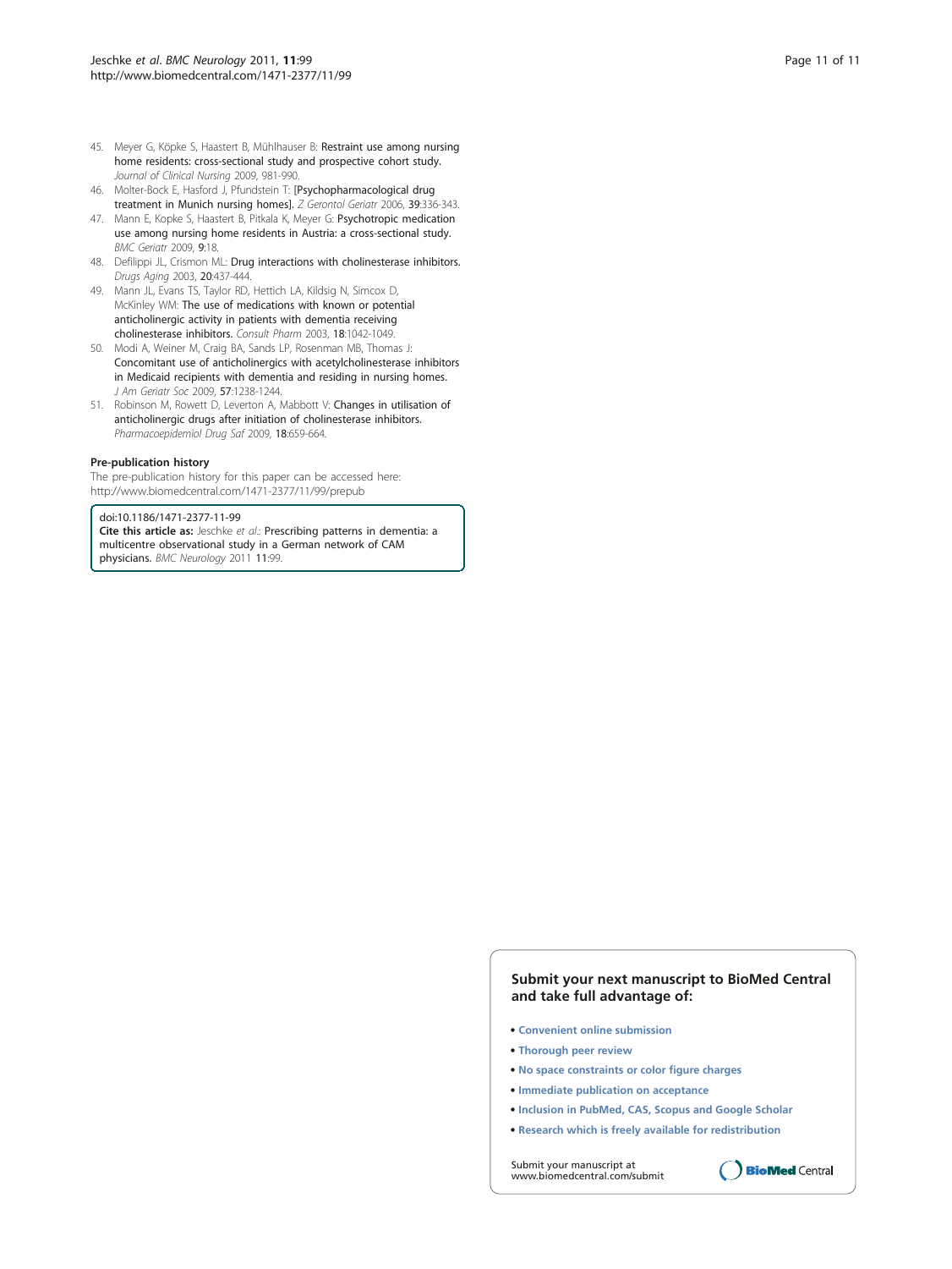45. Meyer G, Köpke S, Haastert B, Mühlhauser B: **Restraint use among nursing home residents: cross-sectional study and prospective cohort study.** *Journal of Clinical Nursing* 2009, 981-990.
46. Molter-Bock E, Hasford J, Pfundstein T: **[Psychopharmacological drug treatment in Munich nursing homes].** *Z Gerontol Geriatr* 2006, **39**:336-343.
47. Mann E, Kopke S, Haastert B, Pitkala K, Meyer G: **Psychotropic medication use among nursing home residents in Austria: a cross-sectional study.** *BMC Geriatr* 2009, **9**:18.
48. Defilippi JL, Crismon ML: **Drug interactions with cholinesterase inhibitors.** *Drugs Aging* 2003, **20**:437-444.
49. Mann JL, Evans TS, Taylor RD, Hettich LA, Kildsig N, Simcox D, McKinley WM: **The use of medications with known or potential anticholinergic activity in patients with dementia receiving cholinesterase inhibitors.** *Consult Pharm* 2003, **18**:1042-1049.
50. Modi A, Weiner M, Craig BA, Sands LP, Rosenman MB, Thomas J: **Concomitant use of anticholinergics with acetylcholinesterase inhibitors in Medicaid recipients with dementia and residing in nursing homes.** *J Am Geriatr Soc* 2009, **57**:1238-1244.
51. Robinson M, Rowett D, Leverton A, Mabbott V: **Changes in utilisation of anticholinergic drugs after initiation of cholinesterase inhibitors.** *Pharmacoepidemiol Drug Saf* 2009, **18**:659-664.

### Pre-publication history

The pre-publication history for this paper can be accessed here: http://www.biomedcentral.com/1471-2377/11/99/prepub

doi:10.1186/1471-2377-11-99

**Cite this article as:** Jeschke *et al.*: Prescribing patterns in dementia: a multicentre observational study in a German network of CAM physicians. *BMC Neurology* 2011 **11**:99.

**Submit your next manuscript to BioMed Central and take full advantage of:**

- Convenient online submission
- Thorough peer review
- No space constraints or color figure charges
- Immediate publication on acceptance
- Inclusion in PubMed, CAS, Scopus and Google Scholar
- Research which is freely available for redistribution

Submit your manuscript at
www.biomedcentral.com/submit

BioMed Central